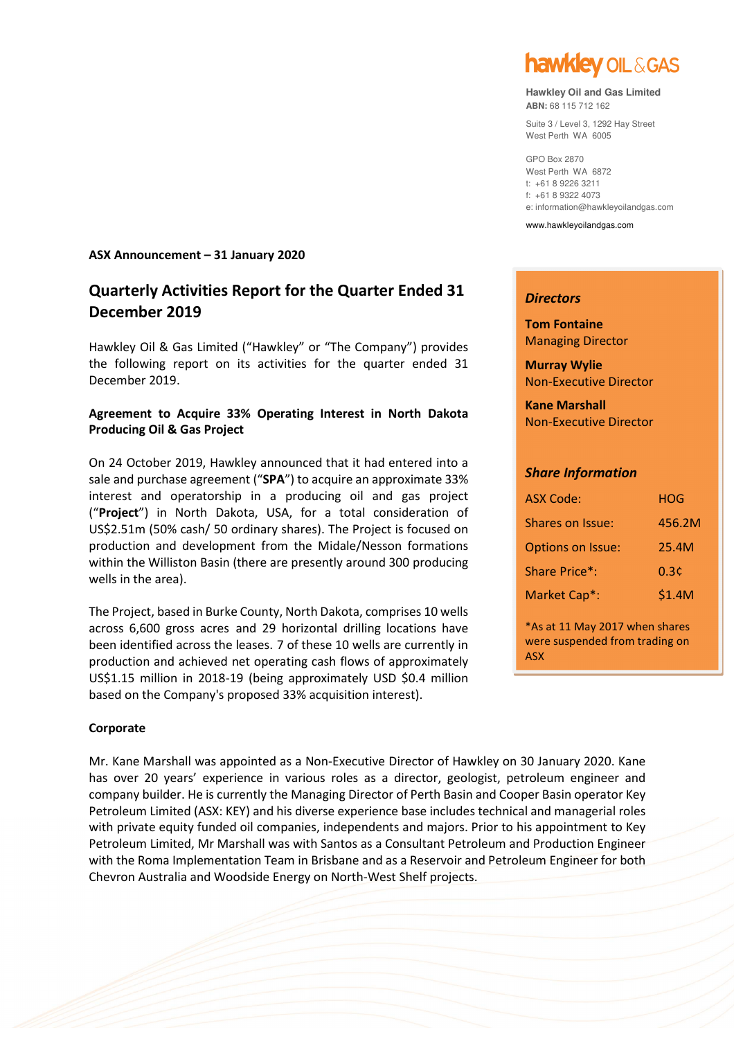**Hawkley Oil and Gas Limited**
**ABN:** 68 115 712 162

Suite 3 / Level 3, 1292 Hay Street
West Perth WA 6005

GPO Box 2870
West Perth WA 6872
t: +61 8 9226 3211
f: +61 8 9322 4073
e: information@hawkleyoilandgas.com

www.hawkleyoilandgas.com

**ASX Announcement – 31 January 2020**

# Quarterly Activities Report for the Quarter Ended 31 December 2019

Hawkley Oil & Gas Limited ("Hawkley" or "The Company") provides the following report on its activities for the quarter ended 31 December 2019.

**Agreement to Acquire 33% Operating Interest in North Dakota Producing Oil & Gas Project**

On 24 October 2019, Hawkley announced that it had entered into a sale and purchase agreement ("**SPA**") to acquire an approximate 33% interest and operatorship in a producing oil and gas project ("**Project**") in North Dakota, USA, for a total consideration of US$2.51m (50% cash/ 50 ordinary shares). The Project is focused on production and development from the Midale/Nesson formations within the Williston Basin (there are presently around 300 producing wells in the area).

The Project, based in Burke County, North Dakota, comprises 10 wells across 6,600 gross acres and 29 horizontal drilling locations have been identified across the leases. 7 of these 10 wells are currently in production and achieved net operating cash flows of approximately US$1.15 million in 2018-19 (being approximately USD $0.4 million based on the Company's proposed 33% acquisition interest).

**Corporate**

Mr. Kane Marshall was appointed as a Non-Executive Director of Hawkley on 30 January 2020. Kane has over 20 years' experience in various roles as a director, geologist, petroleum engineer and company builder. He is currently the Managing Director of Perth Basin and Cooper Basin operator Key Petroleum Limited (ASX: KEY) and his diverse experience base includes technical and managerial roles with private equity funded oil companies, independents and majors. Prior to his appointment to Key Petroleum Limited, Mr Marshall was with Santos as a Consultant Petroleum and Production Engineer with the Roma Implementation Team in Brisbane and as a Reservoir and Petroleum Engineer for both Chevron Australia and Woodside Energy on North-West Shelf projects.

***Directors***

**Tom Fontaine**
Managing Director

**Murray Wylie**
Non-Executive Director

**Kane Marshall**
Non-Executive Director

***Share Information***

| | |
|---|---|
| ASX Code: | HOG |
| Shares on Issue: | 456.2M |
| Options on Issue: | 25.4M |
| Share Price*: | 0.3¢ |
| Market Cap*: | $1.4M |

*As at 11 May 2017 when shares were suspended from trading on ASX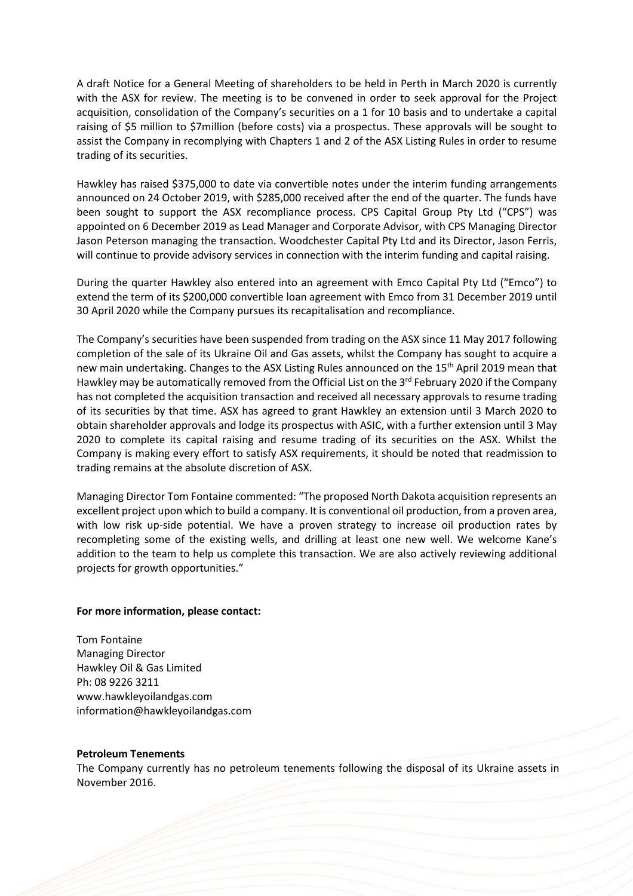A draft Notice for a General Meeting of shareholders to be held in Perth in March 2020 is currently with the ASX for review. The meeting is to be convened in order to seek approval for the Project acquisition, consolidation of the Company's securities on a 1 for 10 basis and to undertake a capital raising of \$5 million to \$7million (before costs) via a prospectus. These approvals will be sought to assist the Company in recomplying with Chapters 1 and 2 of the ASX Listing Rules in order to resume trading of its securities.

Hawkley has raised \$375,000 to date via convertible notes under the interim funding arrangements announced on 24 October 2019, with \$285,000 received after the end of the quarter. The funds have been sought to support the ASX recompliance process. CPS Capital Group Pty Ltd ("CPS") was appointed on 6 December 2019 as Lead Manager and Corporate Advisor, with CPS Managing Director Jason Peterson managing the transaction. Woodchester Capital Pty Ltd and its Director, Jason Ferris, will continue to provide advisory services in connection with the interim funding and capital raising.

During the quarter Hawkley also entered into an agreement with Emco Capital Pty Ltd ("Emco") to extend the term of its \$200,000 convertible loan agreement with Emco from 31 December 2019 until 30 April 2020 while the Company pursues its recapitalisation and recompliance.

The Company's securities have been suspended from trading on the ASX since 11 May 2017 following completion of the sale of its Ukraine Oil and Gas assets, whilst the Company has sought to acquire a new main undertaking. Changes to the ASX Listing Rules announced on the 15th April 2019 mean that Hawkley may be automatically removed from the Official List on the 3rd February 2020 if the Company has not completed the acquisition transaction and received all necessary approvals to resume trading of its securities by that time. ASX has agreed to grant Hawkley an extension until 3 March 2020 to obtain shareholder approvals and lodge its prospectus with ASIC, with a further extension until 3 May 2020 to complete its capital raising and resume trading of its securities on the ASX. Whilst the Company is making every effort to satisfy ASX requirements, it should be noted that readmission to trading remains at the absolute discretion of ASX.

Managing Director Tom Fontaine commented: "The proposed North Dakota acquisition represents an excellent project upon which to build a company. It is conventional oil production, from a proven area, with low risk up-side potential. We have a proven strategy to increase oil production rates by recompleting some of the existing wells, and drilling at least one new well. We welcome Kane's addition to the team to help us complete this transaction. We are also actively reviewing additional projects for growth opportunities."

**For more information, please contact:**

Tom Fontaine
Managing Director
Hawkley Oil & Gas Limited
Ph: 08 9226 3211
www.hawkleyoilandgas.com
information@hawkleyoilandgas.com

**Petroleum Tenements**

The Company currently has no petroleum tenements following the disposal of its Ukraine assets in November 2016.